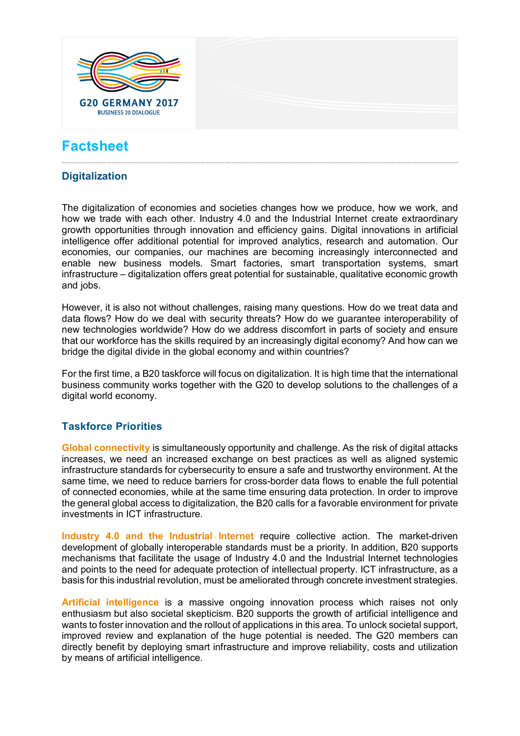G20 GERMANY 2017
BUSINESS 20 DIALOGUE

# Factsheet

## Digitalization

The digitalization of economies and societies changes how we produce, how we work, and how we trade with each other. Industry 4.0 and the Industrial Internet create extraordinary growth opportunities through innovation and efficiency gains. Digital innovations in artificial intelligence offer additional potential for improved analytics, research and automation. Our economies, our companies, our machines are becoming increasingly interconnected and enable new business models. Smart factories, smart transportation systems, smart infrastructure – digitalization offers great potential for sustainable, qualitative economic growth and jobs.

However, it is also not without challenges, raising many questions. How do we treat data and data flows? How do we deal with security threats? How do we guarantee interoperability of new technologies worldwide? How do we address discomfort in parts of society and ensure that our workforce has the skills required by an increasingly digital economy? And how can we bridge the digital divide in the global economy and within countries?

For the first time, a B20 taskforce will focus on digitalization. It is high time that the international business community works together with the G20 to develop solutions to the challenges of a digital world economy.

## Taskforce Priorities

**Global connectivity** is simultaneously opportunity and challenge. As the risk of digital attacks increases, we need an increased exchange on best practices as well as aligned systemic infrastructure standards for cybersecurity to ensure a safe and trustworthy environment. At the same time, we need to reduce barriers for cross-border data flows to enable the full potential of connected economies, while at the same time ensuring data protection. In order to improve the general global access to digitalization, the B20 calls for a favorable environment for private investments in ICT infrastructure.

**Industry 4.0 and the Industrial Internet** require collective action. The market-driven development of globally interoperable standards must be a priority. In addition, B20 supports mechanisms that facilitate the usage of Industry 4.0 and the Industrial Internet technologies and points to the need for adequate protection of intellectual property. ICT infrastructure, as a basis for this industrial revolution, must be ameliorated through concrete investment strategies.

**Artificial intelligence** is a massive ongoing innovation process which raises not only enthusiasm but also societal skepticism. B20 supports the growth of artificial intelligence and wants to foster innovation and the rollout of applications in this area. To unlock societal support, improved review and explanation of the huge potential is needed. The G20 members can directly benefit by deploying smart infrastructure and improve reliability, costs and utilization by means of artificial intelligence.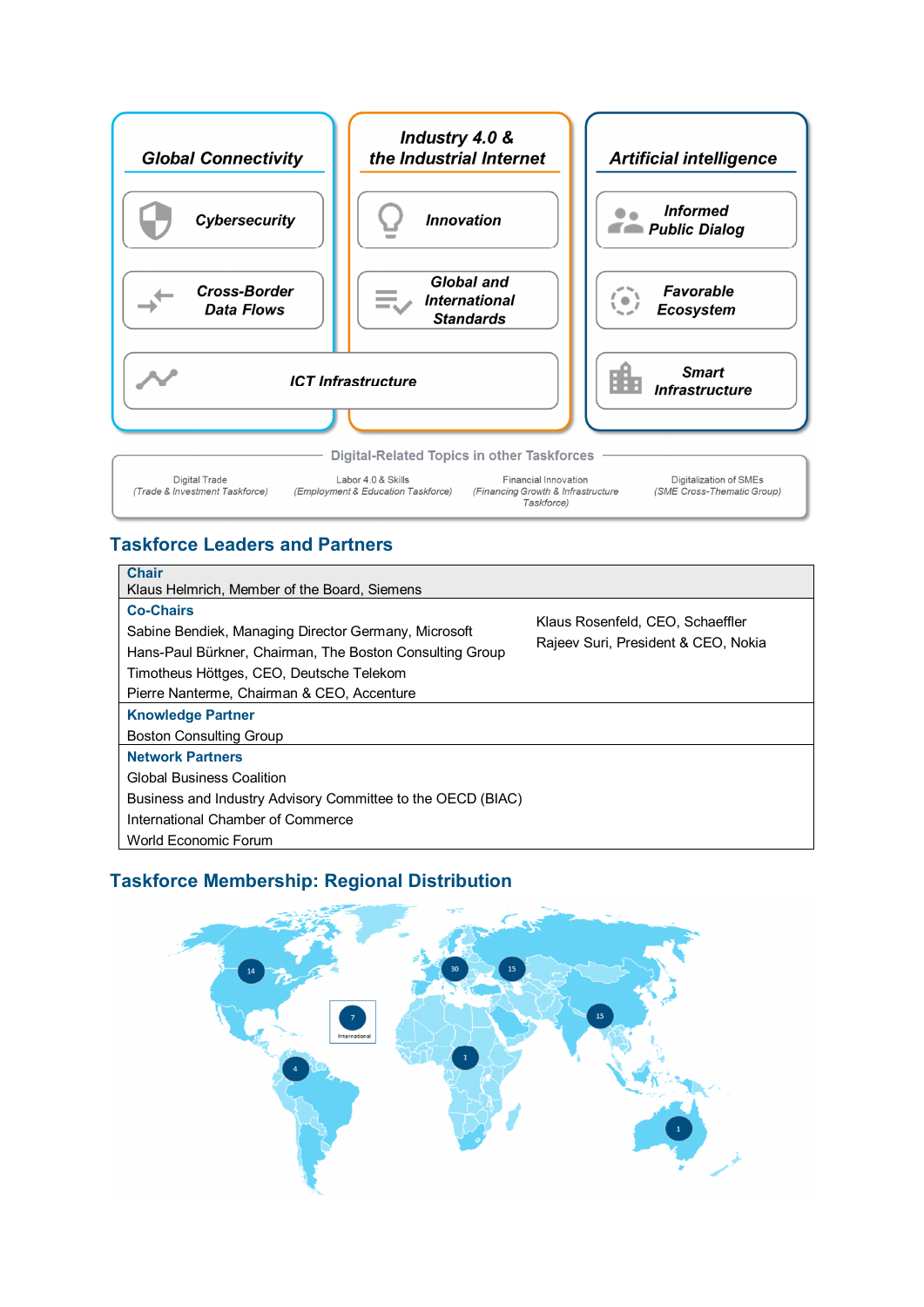**Global Connectivity**

- Cybersecurity
- Cross-Border Data Flows

**Industry 4.0 & the Industrial Internet**

- Innovation
- Global and International Standards

ICT Infrastructure

**Artificial intelligence**

- Informed Public Dialog
- Favorable Ecosystem
- Smart Infrastructure

**Digital-Related Topics in other Taskforces**

- Digital Trade (Trade & Investment Taskforce)
- Labor 4.0 & Skills (Employment & Education Taskforce)
- Financial Innovation (Financing Growth & Infrastructure Taskforce)
- Digitalization of SMEs (SME Cross-Thematic Group)

## Taskforce Leaders and Partners

| | |
|---|---|
| **Chair**<br>Klaus Helmrich, Member of the Board, Siemens | |
| **Co-Chairs**<br>Sabine Bendiek, Managing Director Germany, Microsoft<br>Hans-Paul Bürkner, Chairman, The Boston Consulting Group<br>Timotheus Höttges, CEO, Deutsche Telekom<br>Pierre Nanterme, Chairman & CEO, Accenture | Klaus Rosenfeld, CEO, Schaeffler<br>Rajeev Suri, President & CEO, Nokia |
| **Knowledge Partner**<br>Boston Consulting Group | |
| **Network Partners**<br>Global Business Coalition<br>Business and Industry Advisory Committee to the OECD (BIAC)<br>International Chamber of Commerce<br>World Economic Forum | |

## Taskforce Membership: Regional Distribution

14
7
International
4
30
15
15
1
1